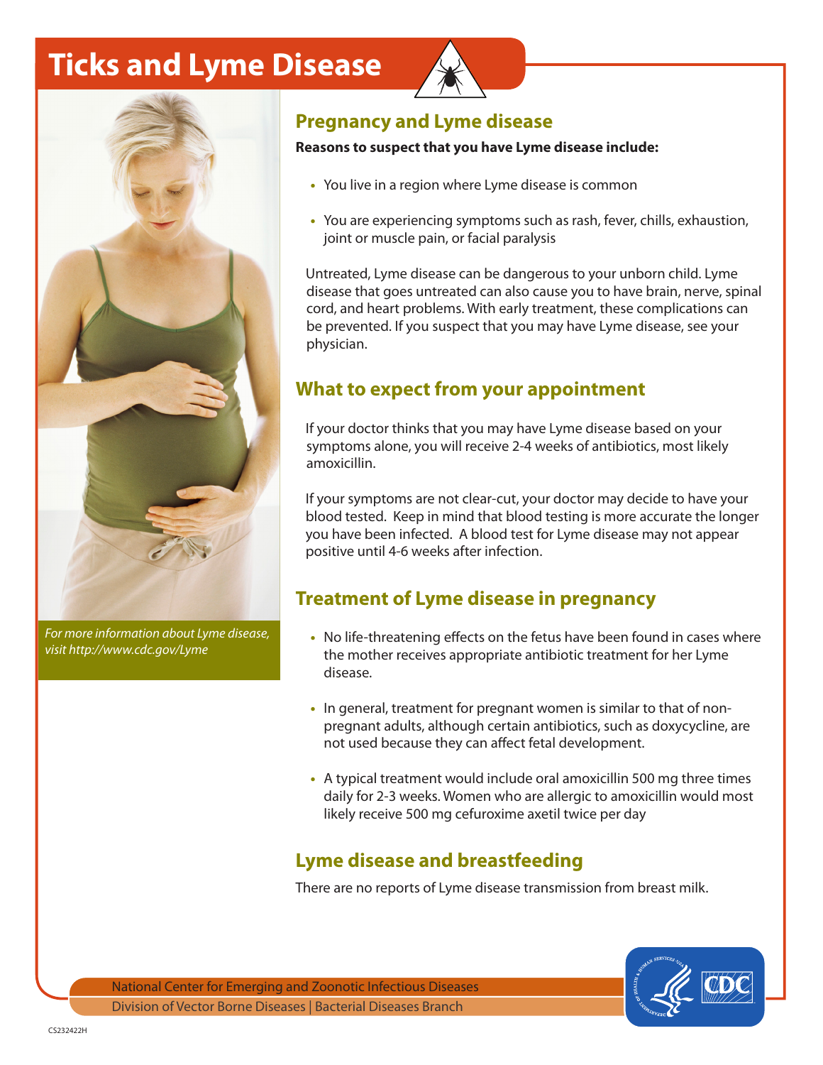# Ticks and Lyme Disease

*For more information about Lyme disease, visit http://www.cdc.gov/Lyme*

## Pregnancy and Lyme disease

**Reasons to suspect that you have Lyme disease include:**

- You live in a region where Lyme disease is common
- You are experiencing symptoms such as rash, fever, chills, exhaustion, joint or muscle pain, or facial paralysis

Untreated, Lyme disease can be dangerous to your unborn child. Lyme disease that goes untreated can also cause you to have brain, nerve, spinal cord, and heart problems. With early treatment, these complications can be prevented. If you suspect that you may have Lyme disease, see your physician.

## What to expect from your appointment

If your doctor thinks that you may have Lyme disease based on your symptoms alone, you will receive 2-4 weeks of antibiotics, most likely amoxicillin.

If your symptoms are not clear-cut, your doctor may decide to have your blood tested. Keep in mind that blood testing is more accurate the longer you have been infected. A blood test for Lyme disease may not appear positive until 4-6 weeks after infection.

## Treatment of Lyme disease in pregnancy

- No life-threatening effects on the fetus have been found in cases where the mother receives appropriate antibiotic treatment for her Lyme disease.
- In general, treatment for pregnant women is similar to that of non-pregnant adults, although certain antibiotics, such as doxycycline, are not used because they can affect fetal development.
- A typical treatment would include oral amoxicillin 500 mg three times daily for 2-3 weeks. Women who are allergic to amoxicillin would most likely receive 500 mg cefuroxime axetil twice per day

## Lyme disease and breastfeeding

There are no reports of Lyme disease transmission from breast milk.

National Center for Emerging and Zoonotic Infectious Diseases
Division of Vector Borne Diseases | Bacterial Diseases Branch

CS232422H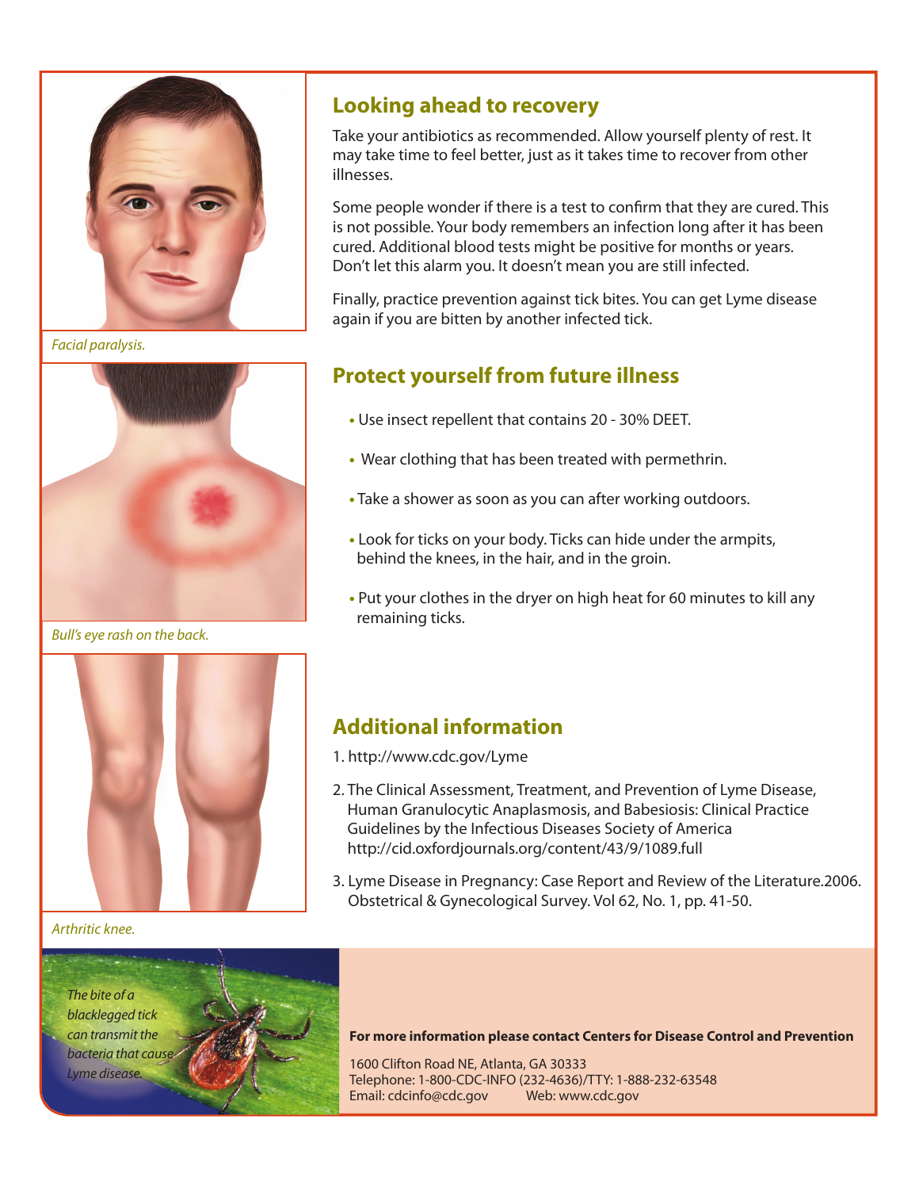*Facial paralysis.*

*Bull's eye rash on the back.*

*Arthritic knee.*

*The bite of a blacklegged tick can transmit the bacteria that cause Lyme disease.*

## Looking ahead to recovery

Take your antibiotics as recommended. Allow yourself plenty of rest. It may take time to feel better, just as it takes time to recover from other illnesses.

Some people wonder if there is a test to confirm that they are cured. This is not possible. Your body remembers an infection long after it has been cured. Additional blood tests might be positive for months or years. Don't let this alarm you. It doesn't mean you are still infected.

Finally, practice prevention against tick bites. You can get Lyme disease again if you are bitten by another infected tick.

## Protect yourself from future illness

- Use insect repellent that contains 20 - 30% DEET.
- Wear clothing that has been treated with permethrin.
- Take a shower as soon as you can after working outdoors.
- Look for ticks on your body. Ticks can hide under the armpits, behind the knees, in the hair, and in the groin.
- Put your clothes in the dryer on high heat for 60 minutes to kill any remaining ticks.

## Additional information

1. http://www.cdc.gov/Lyme
2. The Clinical Assessment, Treatment, and Prevention of Lyme Disease, Human Granulocytic Anaplasmosis, and Babesiosis: Clinical Practice Guidelines by the Infectious Diseases Society of America http://cid.oxfordjournals.org/content/43/9/1089.full
3. Lyme Disease in Pregnancy: Case Report and Review of the Literature.2006. Obstetrical & Gynecological Survey. Vol 62, No. 1, pp. 41-50.

**For more information please contact Centers for Disease Control and Prevention**

1600 Clifton Road NE, Atlanta, GA 30333
Telephone: 1-800-CDC-INFO (232-4636)/TTY: 1-888-232-63548
Email: cdcinfo@cdc.gov Web: www.cdc.gov